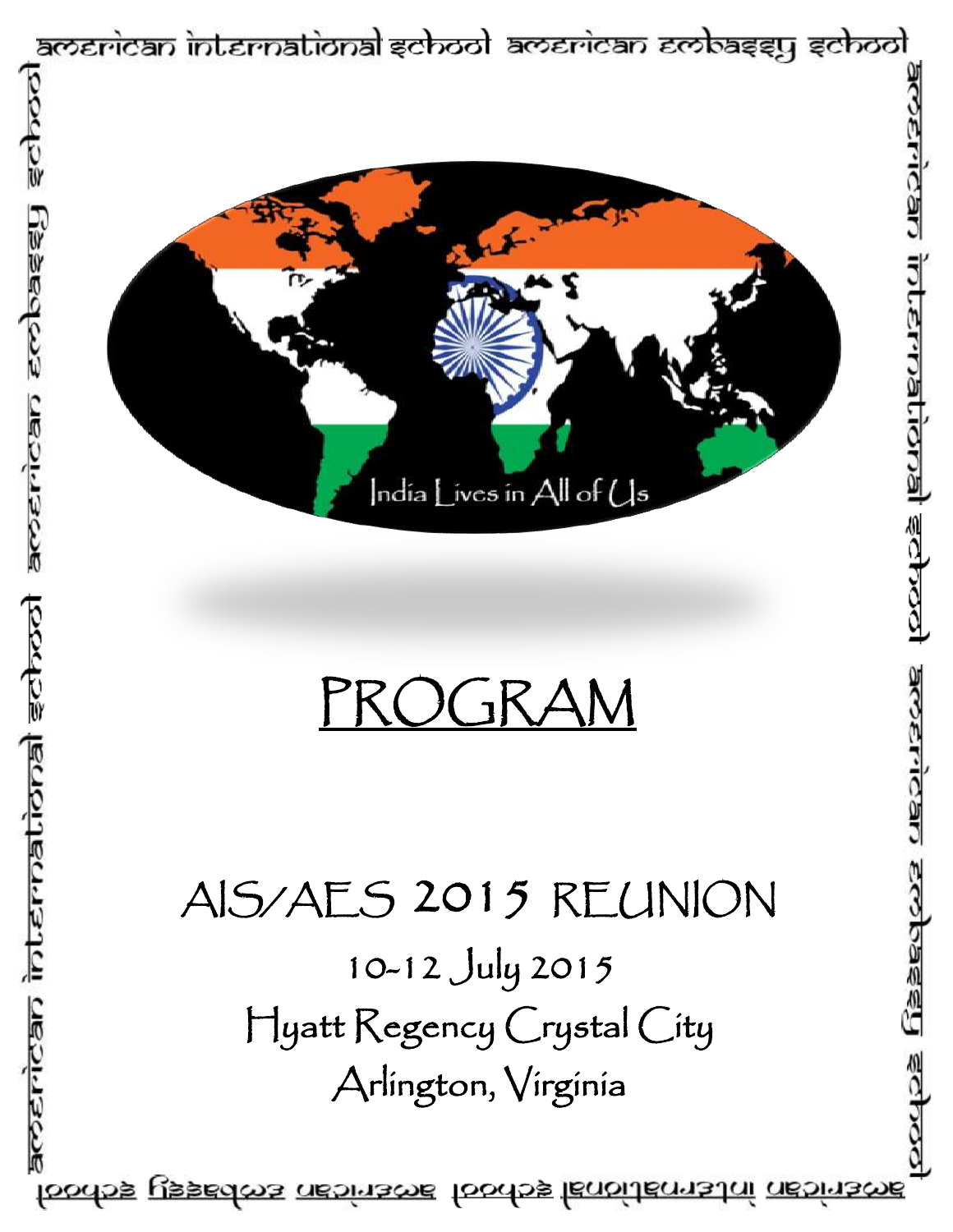american international school american embassy school

India Lives in All of Us

# PROGRAM

## AIS/AES 2015 REUNION

10-12 July 2015

Hyatt Regency Crystal City

Arlington, Virginia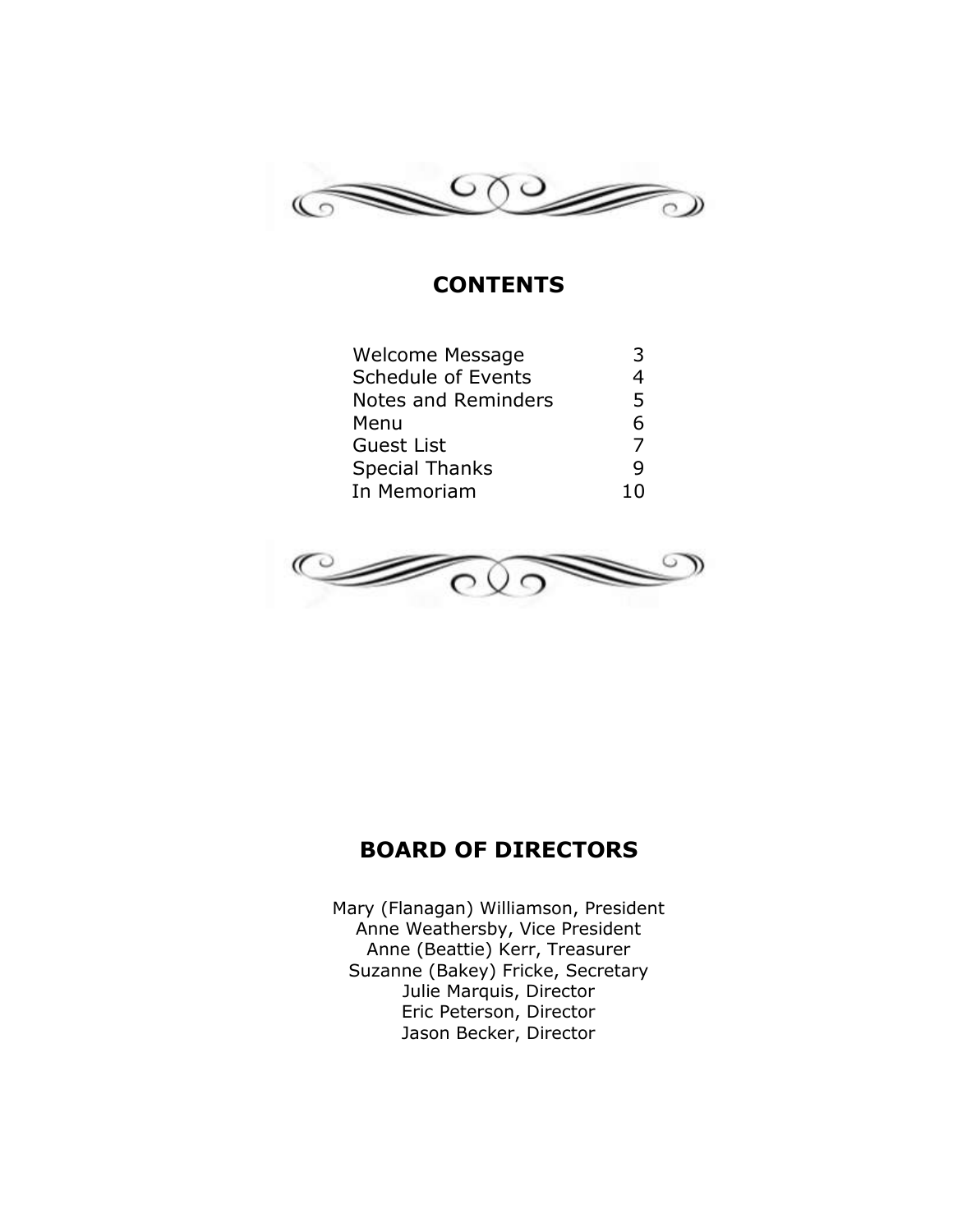## CONTENTS

| | |
|---|---|
| Welcome Message | 3 |
| Schedule of Events | 4 |
| Notes and Reminders | 5 |
| Menu | 6 |
| Guest List | 7 |
| Special Thanks | 9 |
| In Memoriam | 10 |

## BOARD OF DIRECTORS

Mary (Flanagan) Williamson, President
Anne Weathersby, Vice President
Anne (Beattie) Kerr, Treasurer
Suzanne (Bakey) Fricke, Secretary
Julie Marquis, Director
Eric Peterson, Director
Jason Becker, Director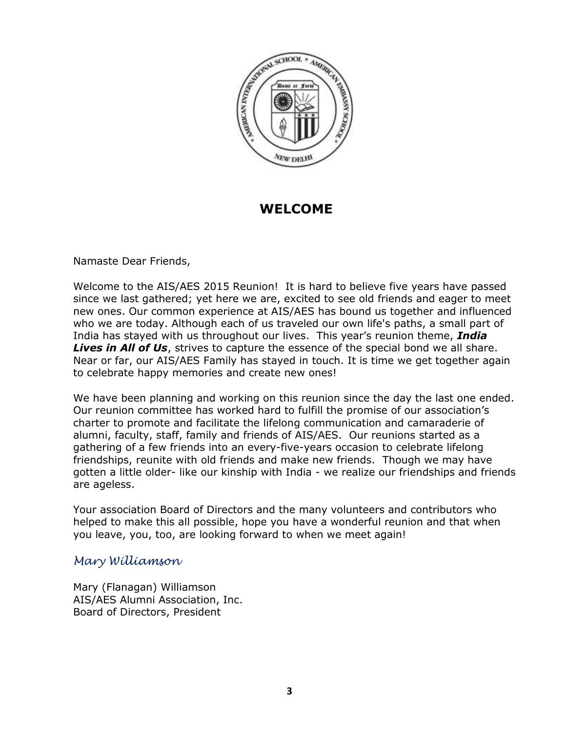## WELCOME

Namaste Dear Friends,

Welcome to the AIS/AES 2015 Reunion! It is hard to believe five years have passed since we last gathered; yet here we are, excited to see old friends and eager to meet new ones. Our common experience at AIS/AES has bound us together and influenced who we are today. Although each of us traveled our own life's paths, a small part of India has stayed with us throughout our lives. This year's reunion theme, ***India Lives in All of Us***, strives to capture the essence of the special bond we all share. Near or far, our AIS/AES Family has stayed in touch. It is time we get together again to celebrate happy memories and create new ones!

We have been planning and working on this reunion since the day the last one ended. Our reunion committee has worked hard to fulfill the promise of our association's charter to promote and facilitate the lifelong communication and camaraderie of alumni, faculty, staff, family and friends of AIS/AES. Our reunions started as a gathering of a few friends into an every-five-years occasion to celebrate lifelong friendships, reunite with old friends and make new friends. Though we may have gotten a little older- like our kinship with India - we realize our friendships and friends are ageless.

Your association Board of Directors and the many volunteers and contributors who helped to make this all possible, hope you have a wonderful reunion and that when you leave, you, too, are looking forward to when we meet again!

*Mary Williamson*

Mary (Flanagan) Williamson
AIS/AES Alumni Association, Inc.
Board of Directors, President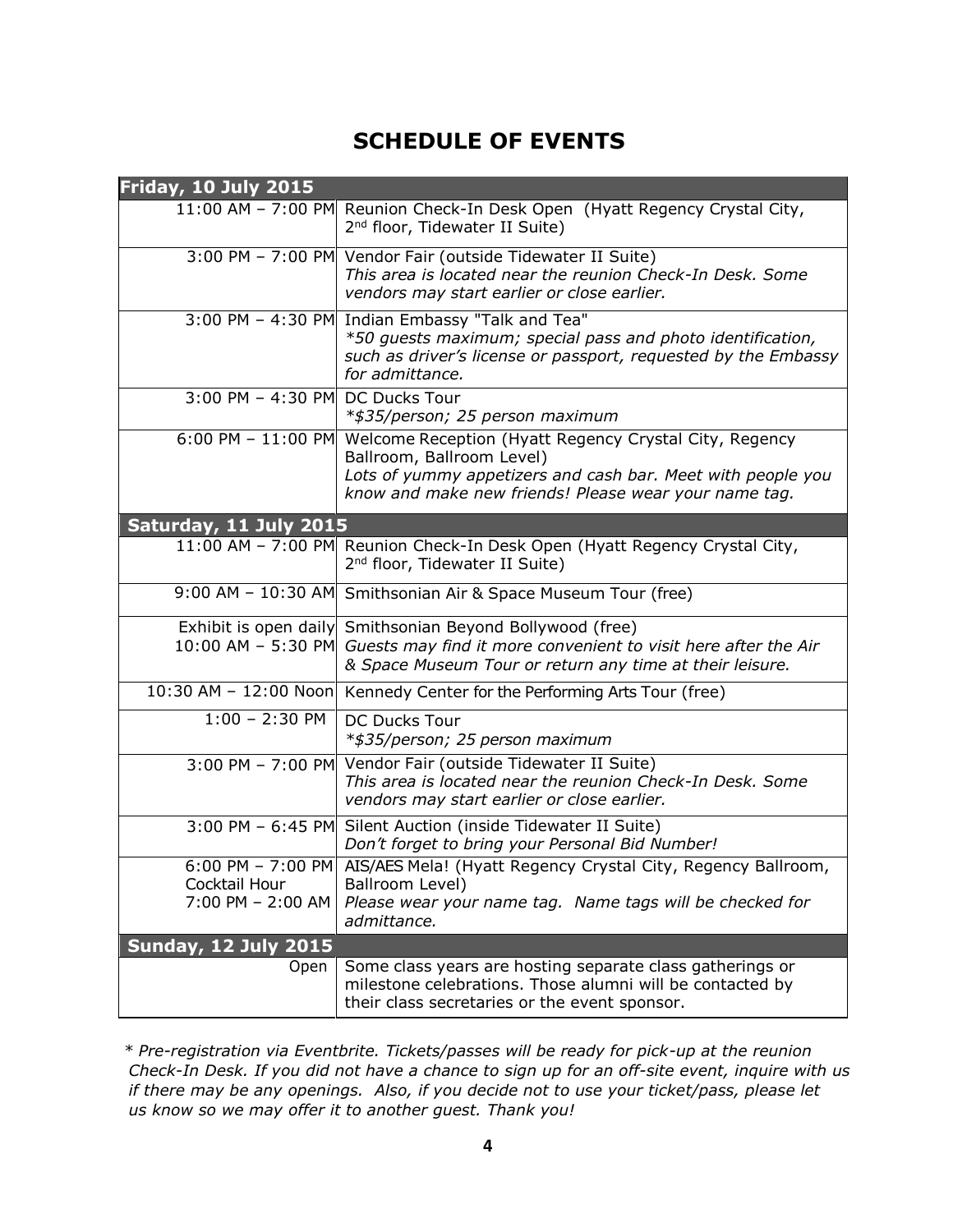# SCHEDULE OF EVENTS

| Friday, 10 July 2015 | |
|---|---|
| 11:00 AM – 7:00 PM | Reunion Check-In Desk Open (Hyatt Regency Crystal City, 2nd floor, Tidewater II Suite) |
| 3:00 PM – 7:00 PM | Vendor Fair (outside Tidewater II Suite)<br>*This area is located near the reunion Check-In Desk. Some vendors may start earlier or close earlier.* |
| 3:00 PM – 4:30 PM | Indian Embassy "Talk and Tea"<br>*\*50 guests maximum; special pass and photo identification, such as driver's license or passport, requested by the Embassy for admittance.* |
| 3:00 PM – 4:30 PM | DC Ducks Tour<br>*\*$35/person; 25 person maximum* |
| 6:00 PM – 11:00 PM | Welcome Reception (Hyatt Regency Crystal City, Regency Ballroom, Ballroom Level)<br>*Lots of yummy appetizers and cash bar. Meet with people you know and make new friends! Please wear your name tag.* |
| **Saturday, 11 July 2015** | |
| 11:00 AM – 7:00 PM | Reunion Check-In Desk Open (Hyatt Regency Crystal City, 2nd floor, Tidewater II Suite) |
| 9:00 AM – 10:30 AM | Smithsonian Air & Space Museum Tour (free) |
| Exhibit is open daily<br>10:00 AM – 5:30 PM | Smithsonian Beyond Bollywood (free)<br>*Guests may find it more convenient to visit here after the Air & Space Museum Tour or return any time at their leisure.* |
| 10:30 AM – 12:00 Noon | Kennedy Center for the Performing Arts Tour (free) |
| 1:00 – 2:30 PM | DC Ducks Tour<br>*\*$35/person; 25 person maximum* |
| 3:00 PM – 7:00 PM | Vendor Fair (outside Tidewater II Suite)<br>*This area is located near the reunion Check-In Desk. Some vendors may start earlier or close earlier.* |
| 3:00 PM – 6:45 PM | Silent Auction (inside Tidewater II Suite)<br>*Don't forget to bring your Personal Bid Number!* |
| 6:00 PM – 7:00 PM<br>Cocktail Hour<br>7:00 PM – 2:00 AM | AIS/AES Mela! (Hyatt Regency Crystal City, Regency Ballroom, Ballroom Level)<br>*Please wear your name tag. Name tags will be checked for admittance.* |
| **Sunday, 12 July 2015** | |
| Open | Some class years are hosting separate class gatherings or milestone celebrations. Those alumni will be contacted by their class secretaries or the event sponsor. |

*\* Pre-registration via Eventbrite. Tickets/passes will be ready for pick-up at the reunion Check-In Desk. If you did not have a chance to sign up for an off-site event, inquire with us if there may be any openings. Also, if you decide not to use your ticket/pass, please let us know so we may offer it to another guest. Thank you!*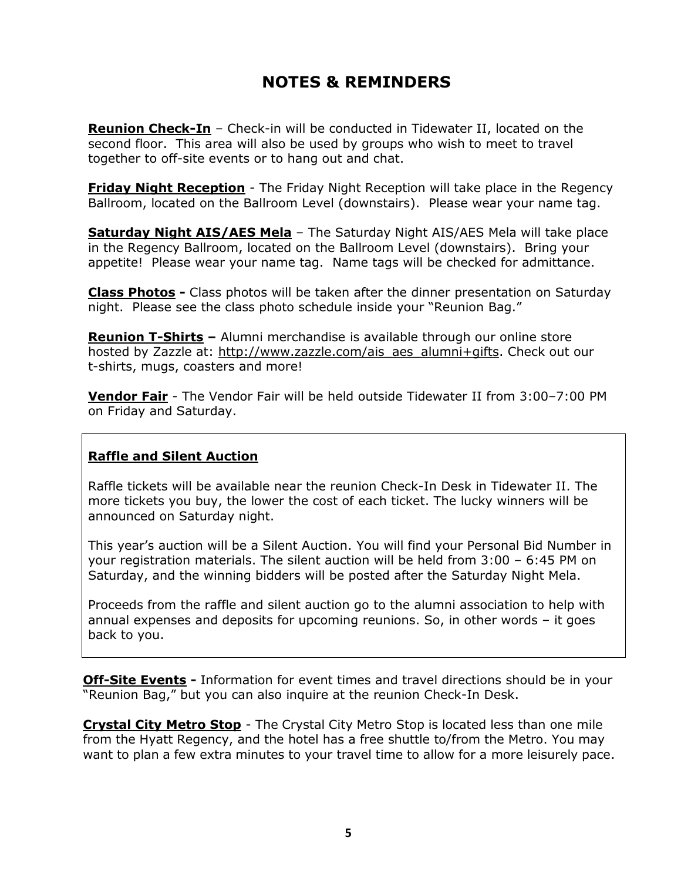# NOTES & REMINDERS

**Reunion Check-In** – Check-in will be conducted in Tidewater II, located on the second floor. This area will also be used by groups who wish to meet to travel together to off-site events or to hang out and chat.

**Friday Night Reception** - The Friday Night Reception will take place in the Regency Ballroom, located on the Ballroom Level (downstairs). Please wear your name tag.

**Saturday Night AIS/AES Mela** – The Saturday Night AIS/AES Mela will take place in the Regency Ballroom, located on the Ballroom Level (downstairs). Bring your appetite! Please wear your name tag. Name tags will be checked for admittance.

**Class Photos -** Class photos will be taken after the dinner presentation on Saturday night. Please see the class photo schedule inside your "Reunion Bag."

**Reunion T-Shirts –** Alumni merchandise is available through our online store hosted by Zazzle at: http://www.zazzle.com/ais_aes_alumni+gifts. Check out our t-shirts, mugs, coasters and more!

**Vendor Fair** - The Vendor Fair will be held outside Tidewater II from 3:00–7:00 PM on Friday and Saturday.

**Raffle and Silent Auction**

Raffle tickets will be available near the reunion Check-In Desk in Tidewater II. The more tickets you buy, the lower the cost of each ticket. The lucky winners will be announced on Saturday night.

This year's auction will be a Silent Auction. You will find your Personal Bid Number in your registration materials. The silent auction will be held from 3:00 – 6:45 PM on Saturday, and the winning bidders will be posted after the Saturday Night Mela.

Proceeds from the raffle and silent auction go to the alumni association to help with annual expenses and deposits for upcoming reunions. So, in other words – it goes back to you.

**Off-Site Events -** Information for event times and travel directions should be in your "Reunion Bag," but you can also inquire at the reunion Check-In Desk.

**Crystal City Metro Stop** - The Crystal City Metro Stop is located less than one mile from the Hyatt Regency, and the hotel has a free shuttle to/from the Metro. You may want to plan a few extra minutes to your travel time to allow for a more leisurely pace.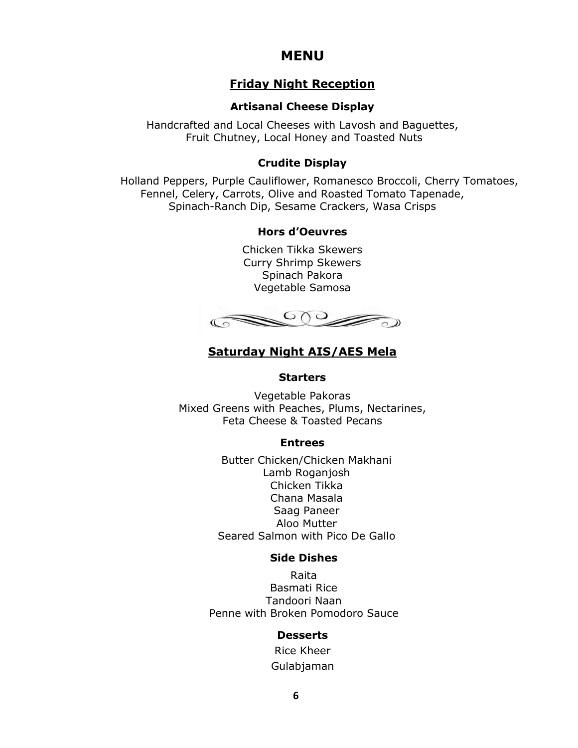# MENU

## Friday Night Reception

### Artisanal Cheese Display

Handcrafted and Local Cheeses with Lavosh and Baguettes,
Fruit Chutney, Local Honey and Toasted Nuts

### Crudite Display

Holland Peppers, Purple Cauliflower, Romanesco Broccoli, Cherry Tomatoes,
Fennel, Celery, Carrots, Olive and Roasted Tomato Tapenade,
Spinach-Ranch Dip, Sesame Crackers, Wasa Crisps

### Hors d'Oeuvres

Chicken Tikka Skewers
Curry Shrimp Skewers
Spinach Pakora
Vegetable Samosa

## Saturday Night AIS/AES Mela

### Starters

Vegetable Pakoras
Mixed Greens with Peaches, Plums, Nectarines,
Feta Cheese & Toasted Pecans

### Entrees

Butter Chicken/Chicken Makhani
Lamb Roganjosh
Chicken Tikka
Chana Masala
Saag Paneer
Aloo Mutter
Seared Salmon with Pico De Gallo

### Side Dishes

Raita
Basmati Rice
Tandoori Naan
Penne with Broken Pomodoro Sauce

### Desserts

Rice Kheer
Gulabjaman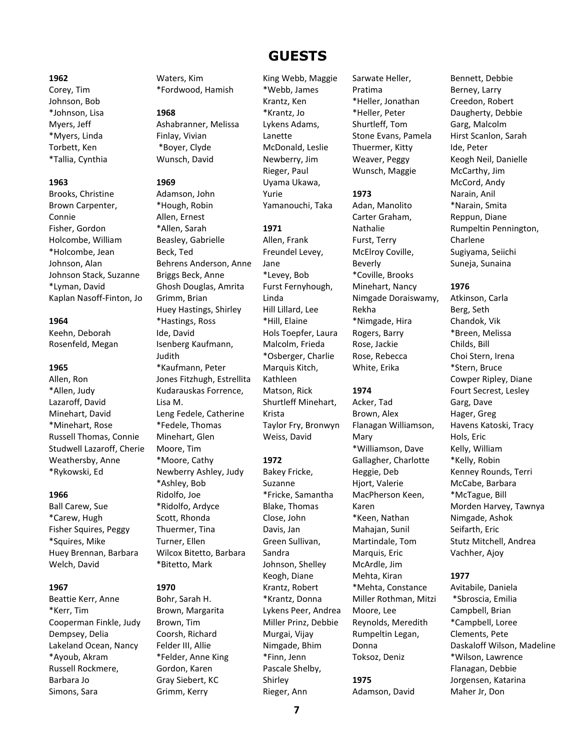# GUESTS

**1962**
Corey, Tim
Johnson, Bob
*Johnson, Lisa
Myers, Jeff
*Myers, Linda
Torbett, Ken
*Tallia, Cynthia

**1963**
Brooks, Christine
Brown Carpenter, Connie
Fisher, Gordon
Holcombe, William
*Holcombe, Jean
Johnson, Alan
Johnson Stack, Suzanne
*Lyman, David
Kaplan Nasoff-Finton, Jo

**1964**
Keehn, Deborah
Rosenfeld, Megan

**1965**
Allen, Ron
*Allen, Judy
Lazaroff, David
Minehart, David
*Minehart, Rose
Russell Thomas, Connie
Studwell Lazaroff, Cherie
Weathersby, Anne
*Rykowski, Ed

**1966**
Ball Carew, Sue
*Carew, Hugh
Fisher Squires, Peggy
*Squires, Mike
Huey Brennan, Barbara
Welch, David

**1967**
Beattie Kerr, Anne
*Kerr, Tim
Cooperman Finkle, Judy
Dempsey, Delia
Lakeland Ocean, Nancy
*Ayoub, Akram
Russell Rockmere, Barbara Jo
Simons, Sara
Waters, Kim
*Fordwood, Hamish

**1968**
Ashabranner, Melissa
Finlay, Vivian
*Boyer, Clyde
Wunsch, David

**1969**
Adamson, John
*Hough, Robin
Allen, Ernest
*Allen, Sarah
Beasley, Gabrielle
Beck, Ted
Behrens Anderson, Anne
Briggs Beck, Anne
Ghosh Douglas, Amrita
Grimm, Brian
Huey Hastings, Shirley
*Hastings, Ross
Ide, David
Isenberg Kaufmann, Judith
*Kaufmann, Peter
Jones Fitzhugh, Estrellita
Kudarauskas Forrence, Lisa M.
Leng Fedele, Catherine
*Fedele, Thomas
Minehart, Glen
Moore, Tim
*Moore, Cathy
Newberry Ashley, Judy
*Ashley, Bob
Ridolfo, Joe
*Ridolfo, Ardyce
Scott, Rhonda
Thuermer, Tina
Turner, Ellen
Wilcox Bitetto, Barbara
*Bitetto, Mark

**1970**
Bohr, Sarah H.
Brown, Margarita
Brown, Tim
Coorsh, Richard
Felder III, Allie
*Felder, Anne King
Gordon, Karen
Gray Siebert, KC
Grimm, Kerry
King Webb, Maggie
*Webb, James
Krantz, Ken
*Krantz, Jo
Lykens Adams, Lanette
McDonald, Leslie
Newberry, Jim
Rieger, Paul
Uyama Ukawa, Yurie
Yamanouchi, Taka

**1971**
Allen, Frank
Freundel Levey, Jane
*Levey, Bob
Furst Fernyhough, Linda
Hill Lillard, Lee
*Hill, Elaine
Hols Toepfer, Laura
Malcolm, Frieda
*Osberger, Charlie
Marquis Kitch, Kathleen
Matson, Rick
Shurtleff Minehart, Krista
Taylor Fry, Bronwyn
Weiss, David

**1972**
Bakey Fricke, Suzanne
*Fricke, Samantha
Blake, Thomas
Close, John
Davis, Jan
Green Sullivan, Sandra
Johnson, Shelley
Keogh, Diane
Krantz, Robert
*Krantz, Donna
Lykens Peer, Andrea
Miller Prinz, Debbie
Murgai, Vijay
Nimgade, Bhim
*Finn, Jenn
Pascale Shelby, Shirley
Rieger, Ann
Sarwate Heller, Pratima
*Heller, Jonathan
*Heller, Peter
Shurtleff, Tom
Stone Evans, Pamela
Thuermer, Kitty
Weaver, Peggy
Wunsch, Maggie

**1973**
Adan, Manolito
Carter Graham, Nathalie
Furst, Terry
McElroy Coville, Beverly
*Coville, Brooks
Minehart, Nancy
Nimgade Doraiswamy, Rekha
*Nimgade, Hira
Rogers, Barry
Rose, Jackie
Rose, Rebecca
White, Erika

**1974**
Acker, Tad
Brown, Alex
Flanagan Williamson, Mary
*Williamson, Dave
Gallagher, Charlotte
Heggie, Deb
Hjort, Valerie
MacPherson Keen, Karen
*Keen, Nathan
Mahajan, Sunil
Martindale, Tom
Marquis, Eric
McArdle, Jim
Mehta, Kiran
*Mehta, Constance
Miller Rothman, Mitzi
Moore, Lee
Reynolds, Meredith
Rumpeltin Legan, Donna
Toksoz, Deniz

**1975**
Adamson, David
Bennett, Debbie
Berney, Larry
Creedon, Robert
Daugherty, Debbie
Garg, Malcolm
Hirst Scanlon, Sarah
Ide, Peter
Keogh Neil, Danielle
McCarthy, Jim
McCord, Andy
Narain, Anil
*Narain, Smita
Reppun, Diane
Rumpeltin Pennington, Charlene
Sugiyama, Seiichi
Suneja, Sunaina

**1976**
Atkinson, Carla
Berg, Seth
Chandok, Vik
*Breen, Melissa
Childs, Bill
Choi Stern, Irena
*Stern, Bruce
Cowper Ripley, Diane
Fourt Secrest, Lesley
Garg, Dave
Hager, Greg
Havens Katoski, Tracy
Hols, Eric
Kelly, William
*Kelly, Robin
Kenney Rounds, Terri
McCabe, Barbara
*McTague, Bill
Morden Harvey, Tawnya
Nimgade, Ashok
Seifarth, Eric
Stutz Mitchell, Andrea
Vachher, Ajoy

**1977**
Avitabile, Daniela
*Sbroscia, Emilia
Campbell, Brian
*Campbell, Loree
Clements, Pete
Daskaloff Wilson, Madeline
*Wilson, Lawrence
Flanagan, Debbie
Jorgensen, Katarina
Maher Jr, Don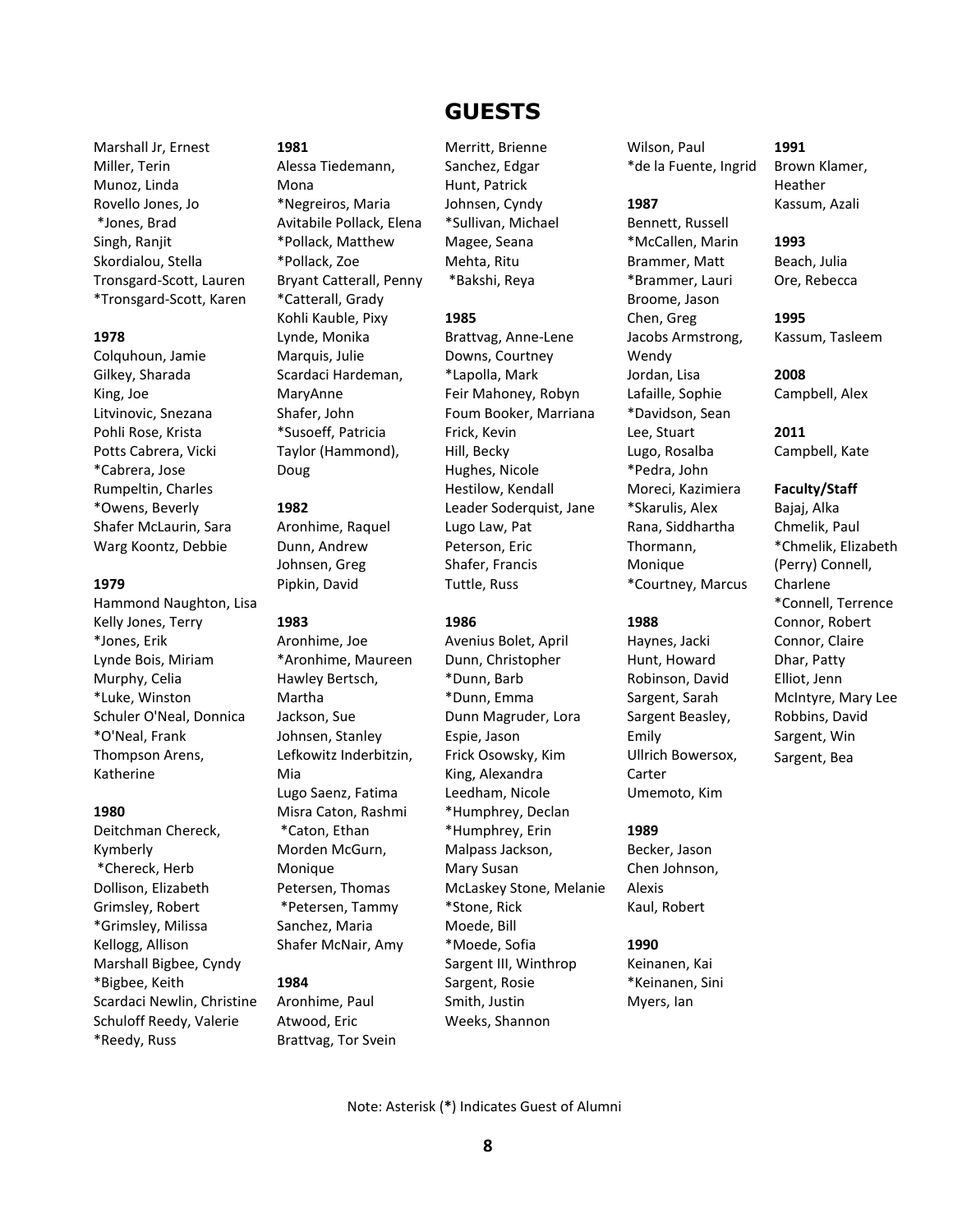# GUESTS

Marshall Jr, Ernest
Miller, Terin
Munoz, Linda
Rovello Jones, Jo
*Jones, Brad
Singh, Ranjit
Skordialou, Stella
Tronsgard-Scott, Lauren
*Tronsgard-Scott, Karen

**1978**

Colquhoun, Jamie
Gilkey, Sharada
King, Joe
Litvinovic, Snezana
Pohli Rose, Krista
Potts Cabrera, Vicki
*Cabrera, Jose
Rumpeltin, Charles
*Owens, Beverly
Shafer McLaurin, Sara
Warg Koontz, Debbie

**1979**

Hammond Naughton, Lisa
Kelly Jones, Terry
*Jones, Erik
Lynde Bois, Miriam
Murphy, Celia
*Luke, Winston
Schuler O'Neal, Donnica
*O'Neal, Frank
Thompson Arens, Katherine

**1980**

Deitchman Chereck, Kymberly
*Chereck, Herb
Dollison, Elizabeth
Grimsley, Robert
*Grimsley, Milissa
Kellogg, Allison
Marshall Bigbee, Cyndy
*Bigbee, Keith
Scardaci Newlin, Christine
Schuloff Reedy, Valerie
*Reedy, Russ

**1981**

Alessa Tiedemann, Mona
*Negreiros, Maria
Avitabile Pollack, Elena
*Pollack, Matthew
*Pollack, Zoe
Bryant Catterall, Penny
*Catterall, Grady
Kohli Kauble, Pixy
Lynde, Monika
Marquis, Julie
Scardaci Hardeman, MaryAnne
Shafer, John
*Susoeff, Patricia
Taylor (Hammond), Doug

**1982**

Aronhime, Raquel
Dunn, Andrew
Johnsen, Greg
Pipkin, David

**1983**

Aronhime, Joe
*Aronhime, Maureen
Hawley Bertsch, Martha
Jackson, Sue
Johnsen, Stanley
Lefkowitz Inderbitzin, Mia
Lugo Saenz, Fatima
Misra Caton, Rashmi
*Caton, Ethan
Morden McGurn, Monique
Petersen, Thomas
*Petersen, Tammy
Sanchez, Maria
Shafer McNair, Amy

**1984**

Aronhime, Paul
Atwood, Eric
Brattvag, Tor Svein
Merritt, Brienne
Sanchez, Edgar
Hunt, Patrick
Johnsen, Cyndy
*Sullivan, Michael
Magee, Seana
Mehta, Ritu
*Bakshi, Reya

**1985**

Brattvag, Anne-Lene
Downs, Courtney
*Lapolla, Mark
Feir Mahoney, Robyn
Foum Booker, Marriana
Frick, Kevin
Hill, Becky
Hughes, Nicole
Hestilow, Kendall
Leader Soderquist, Jane
Lugo Law, Pat
Peterson, Eric
Shafer, Francis
Tuttle, Russ

**1986**

Avenius Bolet, April
Dunn, Christopher
*Dunn, Barb
*Dunn, Emma
Dunn Magruder, Lora
Espie, Jason
Frick Osowsky, Kim
King, Alexandra
Leedham, Nicole
*Humphrey, Declan
*Humphrey, Erin
Malpass Jackson, Mary Susan
McLaskey Stone, Melanie
*Stone, Rick
Moede, Bill
*Moede, Sofia
Sargent III, Winthrop
Sargent, Rosie
Smith, Justin
Weeks, Shannon
Wilson, Paul
*de la Fuente, Ingrid

**1987**

Bennett, Russell
*McCallen, Marin
Brammer, Matt
*Brammer, Lauri
Broome, Jason
Chen, Greg
Jacobs Armstrong, Wendy
Jordan, Lisa
Lafaille, Sophie
*Davidson, Sean
Lee, Stuart
Lugo, Rosalba
*Pedra, John
Moreci, Kazimiera
*Skarulis, Alex
Rana, Siddhartha
Thormann, Monique
*Courtney, Marcus

**1988**

Haynes, Jacki
Hunt, Howard
Robinson, David
Sargent, Sarah
Sargent Beasley, Emily
Ullrich Bowersox, Carter
Umemoto, Kim

**1989**

Becker, Jason
Chen Johnson, Alexis
Kaul, Robert

**1990**

Keinanen, Kai
*Keinanen, Sini
Myers, Ian

**1991**

Brown Klamer, Heather
Kassum, Azali

**1993**

Beach, Julia
Ore, Rebecca

**1995**

Kassum, Tasleem

**2008**

Campbell, Alex

**2011**

Campbell, Kate

**Faculty/Staff**

Bajaj, Alka
Chmelik, Paul
*Chmelik, Elizabeth
(Perry) Connell, Charlene
*Connell, Terrence
Connor, Robert
Connor, Claire
Dhar, Patty
Elliot, Jenn
McIntyre, Mary Lee
Robbins, David
Sargent, Win
Sargent, Bea

Note: Asterisk (*) Indicates Guest of Alumni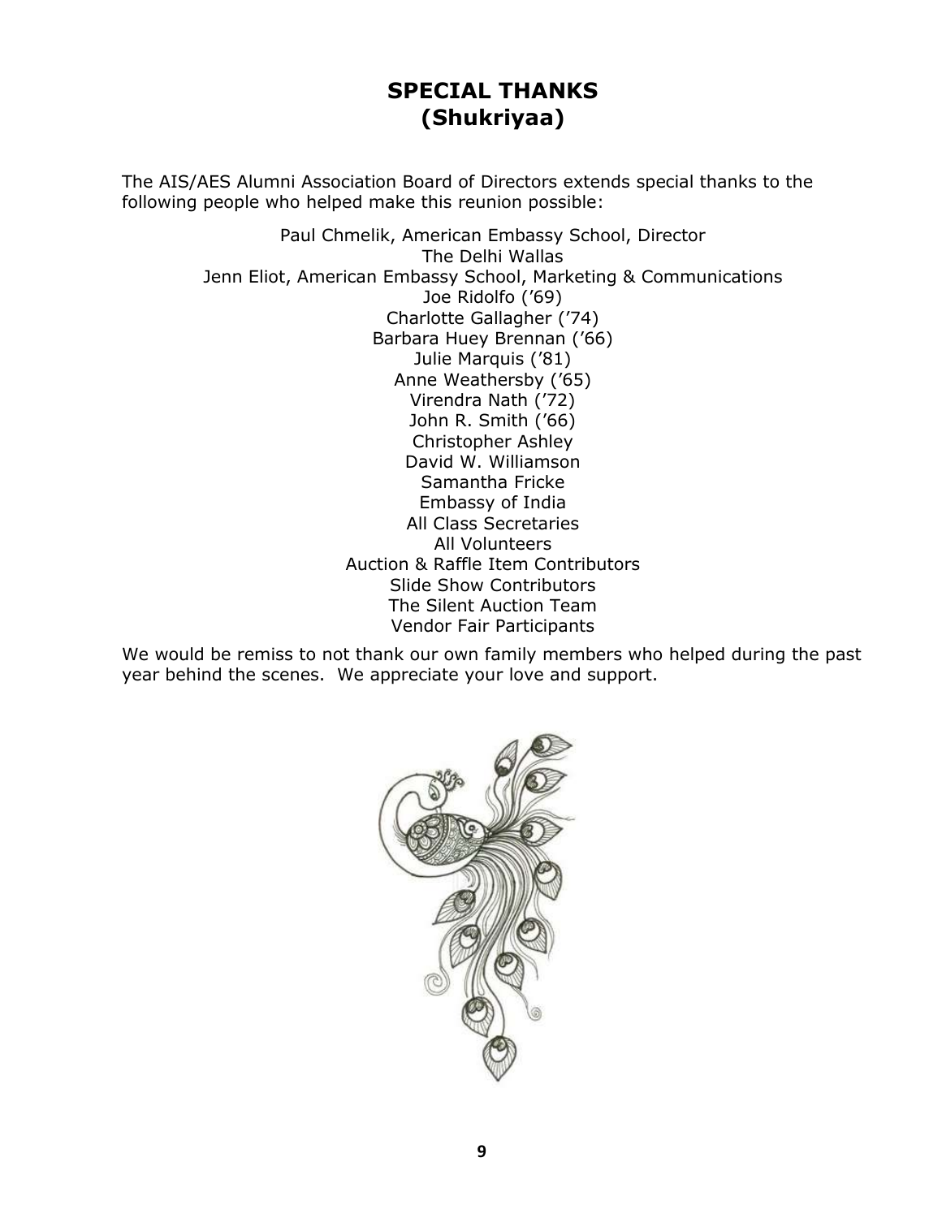# SPECIAL THANKS
## (Shukriyaa)

The AIS/AES Alumni Association Board of Directors extends special thanks to the following people who helped make this reunion possible:

Paul Chmelik, American Embassy School, Director
The Delhi Wallas
Jenn Eliot, American Embassy School, Marketing & Communications
Joe Ridolfo ('69)
Charlotte Gallagher ('74)
Barbara Huey Brennan ('66)
Julie Marquis ('81)
Anne Weathersby ('65)
Virendra Nath ('72)
John R. Smith ('66)
Christopher Ashley
David W. Williamson
Samantha Fricke
Embassy of India
All Class Secretaries
All Volunteers
Auction & Raffle Item Contributors
Slide Show Contributors
The Silent Auction Team
Vendor Fair Participants

We would be remiss to not thank our own family members who helped during the past year behind the scenes. We appreciate your love and support.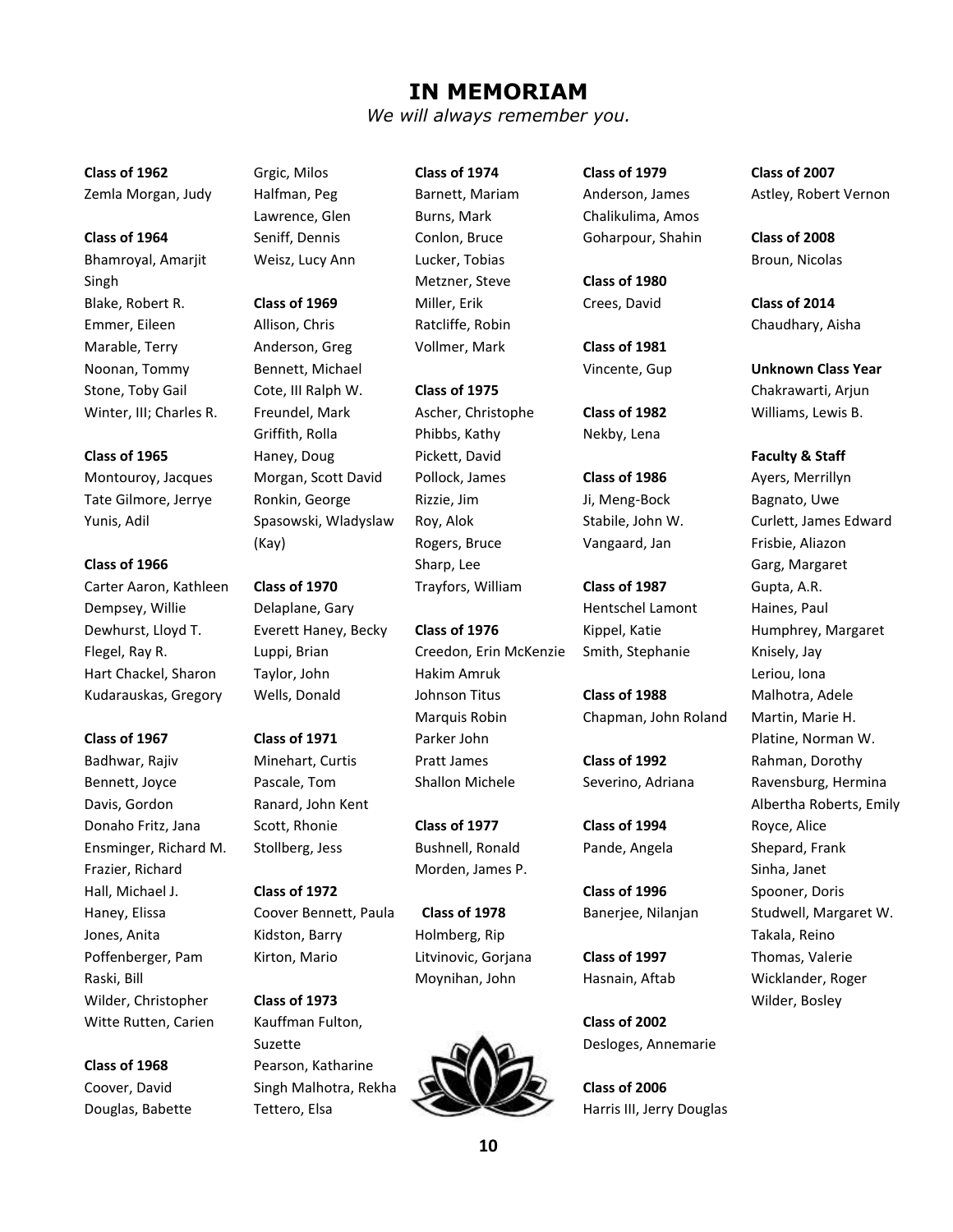# IN MEMORIAM

*We will always remember you.*

**Class of 1962**
Zemla Morgan, Judy

**Class of 1964**
Bhamroyal, Amarjit Singh
Blake, Robert R.
Emmer, Eileen
Marable, Terry
Noonan, Tommy
Stone, Toby Gail
Winter, III; Charles R.

**Class of 1965**
Montouroy, Jacques
Tate Gilmore, Jerrye
Yunis, Adil

**Class of 1966**
Carter Aaron, Kathleen
Dempsey, Willie
Dewhurst, Lloyd T.
Flegel, Ray R.
Hart Chackel, Sharon
Kudarauskas, Gregory

**Class of 1967**
Badhwar, Rajiv
Bennett, Joyce
Davis, Gordon
Donaho Fritz, Jana
Ensminger, Richard M.
Frazier, Richard
Hall, Michael J.
Haney, Elissa
Jones, Anita
Poffenberger, Pam
Raski, Bill
Wilder, Christopher
Witte Rutten, Carien

**Class of 1968**
Coover, David
Douglas, Babette
Grgic, Milos
Halfman, Peg
Lawrence, Glen
Seniff, Dennis
Weisz, Lucy Ann

**Class of 1969**
Allison, Chris
Anderson, Greg
Bennett, Michael
Cote, III Ralph W.
Freundel, Mark
Griffith, Rolla
Haney, Doug
Morgan, Scott David
Ronkin, George
Spasowski, Wladyslaw (Kay)

**Class of 1970**
Delaplane, Gary
Everett Haney, Becky
Luppi, Brian
Taylor, John
Wells, Donald

**Class of 1971**
Minehart, Curtis
Pascale, Tom
Ranard, John Kent
Scott, Rhonie
Stollberg, Jess

**Class of 1972**
Coover Bennett, Paula
Kidston, Barry
Kirton, Mario

**Class of 1973**
Kauffman Fulton, Suzette
Pearson, Katharine
Singh Malhotra, Rekha
Tettero, Elsa

**Class of 1974**
Barnett, Mariam
Burns, Mark
Conlon, Bruce
Lucker, Tobias
Metzner, Steve
Miller, Erik
Ratcliffe, Robin
Vollmer, Mark

**Class of 1975**
Ascher, Christophe
Phibbs, Kathy
Pickett, David
Pollock, James
Rizzie, Jim
Roy, Alok
Rogers, Bruce
Sharp, Lee
Trayfors, William

**Class of 1976**
Creedon, Erin McKenzie
Hakim Amruk
Johnson Titus
Marquis Robin
Parker John
Pratt James
Shallon Michele

**Class of 1977**
Bushnell, Ronald
Morden, James P.

**Class of 1978**
Holmberg, Rip
Litvinovic, Gorjana
Moynihan, John

**Class of 1979**
Anderson, James
Chalikulima, Amos
Goharpour, Shahin

**Class of 1980**
Crees, David

**Class of 1981**
Vincente, Gup

**Class of 1982**
Nekby, Lena

**Class of 1986**
Ji, Meng-Bock
Stabile, John W.
Vangaard, Jan

**Class of 1987**
Hentschel Lamont
Kippel, Katie
Smith, Stephanie

**Class of 1988**
Chapman, John Roland

**Class of 1992**
Severino, Adriana

**Class of 1994**
Pande, Angela

**Class of 1996**
Banerjee, Nilanjan

**Class of 1997**
Hasnain, Aftab

**Class of 2002**
Desloges, Annemarie

**Class of 2006**
Harris III, Jerry Douglas

**Class of 2007**
Astley, Robert Vernon

**Class of 2008**
Broun, Nicolas

**Class of 2014**
Chaudhary, Aisha

**Unknown Class Year**
Chakrawarti, Arjun
Williams, Lewis B.

**Faculty & Staff**
Ayers, Merrillyn
Bagnato, Uwe
Curlett, James Edward
Frisbie, Aliazon
Garg, Margaret
Gupta, A.R.
Haines, Paul
Humphrey, Margaret
Knisely, Jay
Leriou, Iona
Malhotra, Adele
Martin, Marie H.
Platine, Norman W.
Rahman, Dorothy
Ravensburg, Hermina
Albertha Roberts, Emily
Royce, Alice
Shepard, Frank
Sinha, Janet
Spooner, Doris
Studwell, Margaret W.
Takala, Reino
Thomas, Valerie
Wicklander, Roger
Wilder, Bosley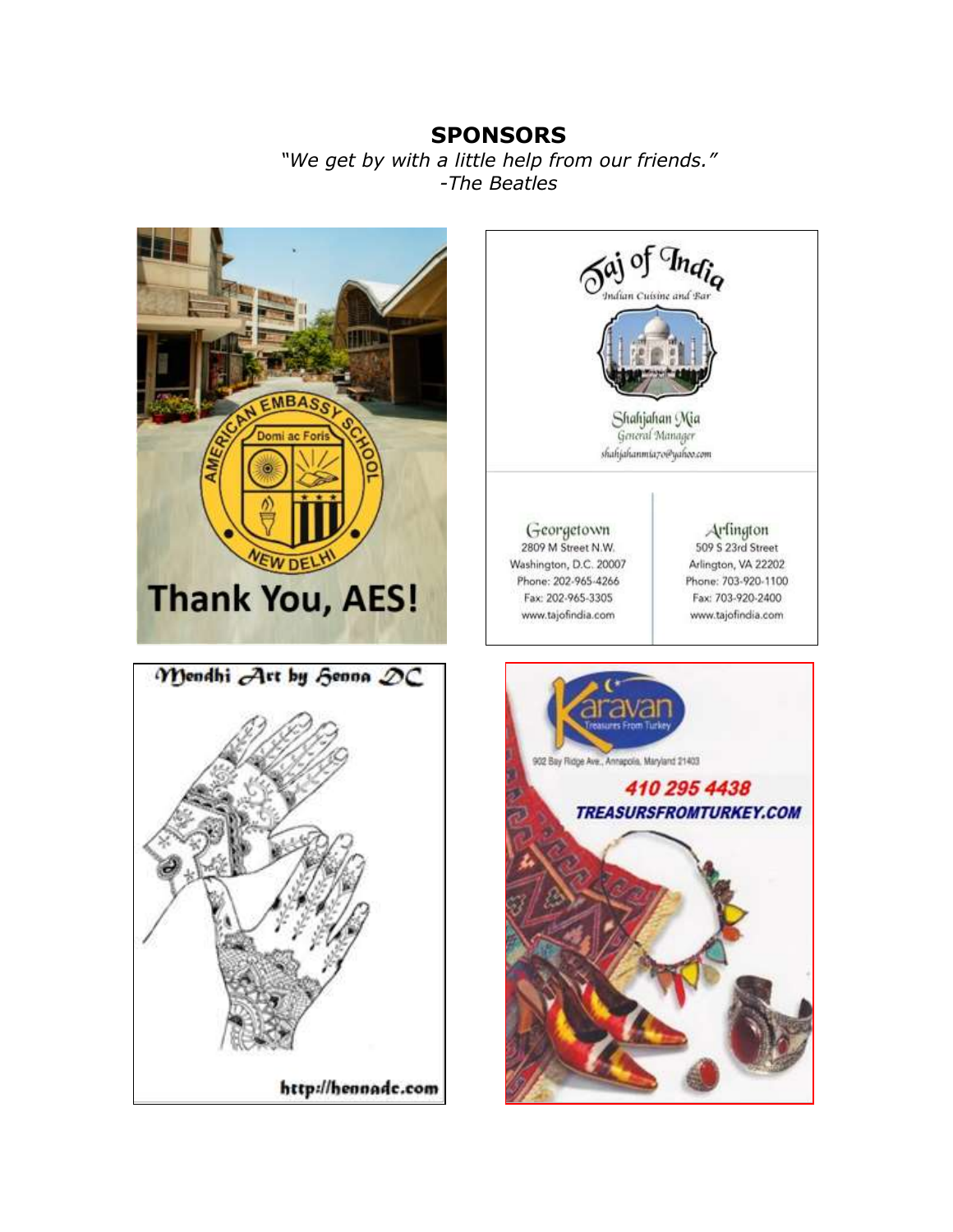# SPONSORS

*"We get by with a little help from our friends."*
*-The Beatles*

AMERICAN EMBASSY SCHOOL
Domi ac Foris
NEW DELHI

**Thank You, AES!**

Taj of India
Indian Cuisine and Bar

Shahjahan Mia
General Manager
shahjahanmia70@yahoo.com

Georgetown
2809 M Street N.W.
Washington, D.C. 20007
Phone: 202-965-4266
Fax: 202-965-3305
www.tajofindia.com

Arlington
509 S 23rd Street
Arlington, VA 22202
Phone: 703-920-1100
Fax: 703-920-2400
www.tajofindia.com

Mendhi Art by Henna DC

http://hennadc.com

Karavan
Treasures From Turkey

902 Bay Ridge Ave., Annapolis, Maryland 21403

**410 295 4438**

**TREASURSFROMTURKEY.COM**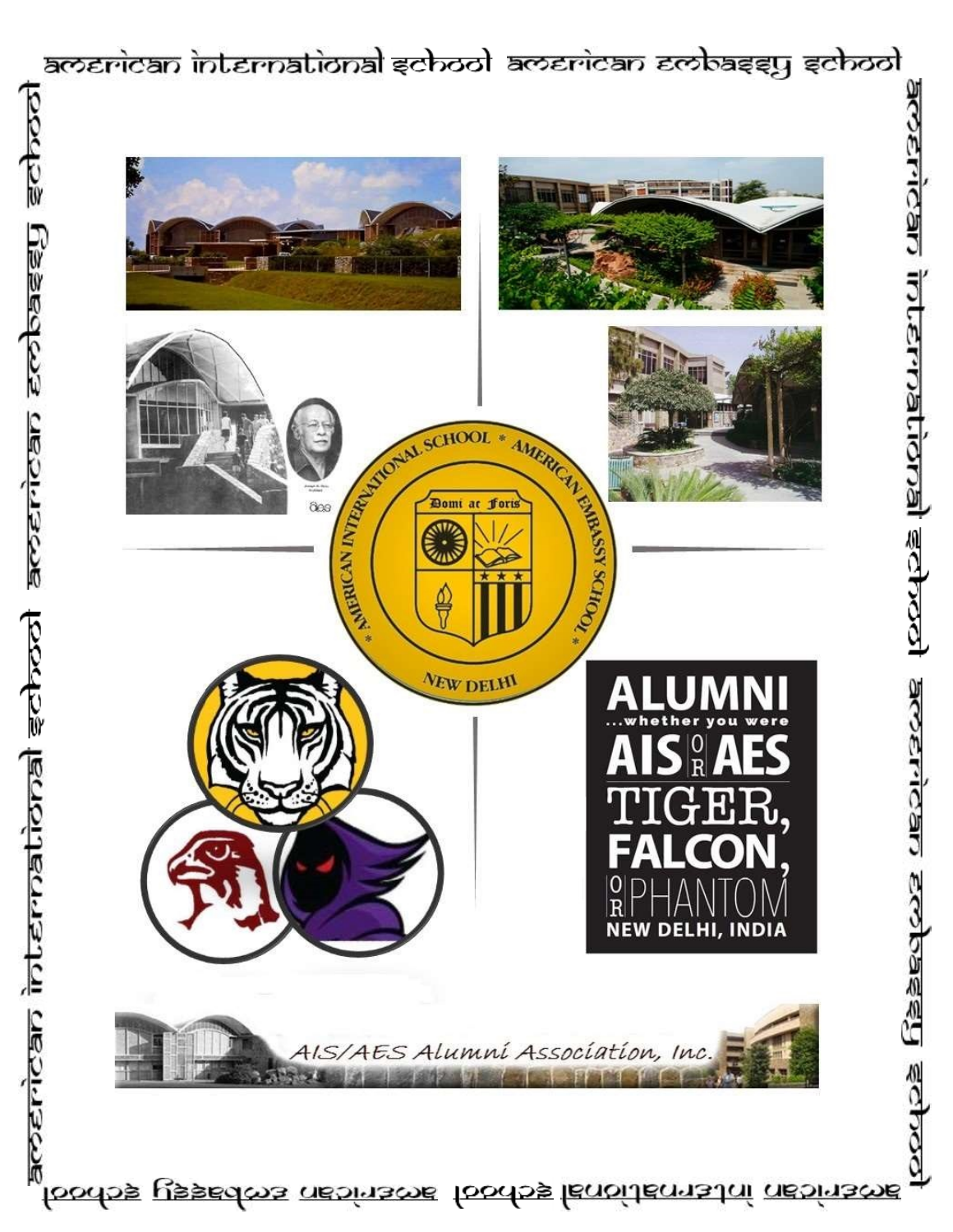american international school american embassy school

AMERICAN INTERNATIONAL SCHOOL * AMERICAN EMBASSY SCHOOL * NEW DELHI

Domi ac Foris

ALUMNI

...whether you were

AIS OR AES

TIGER,

FALCON,

OR PHANTOM

NEW DELHI, INDIA

AIS/AES Alumni Association, Inc.